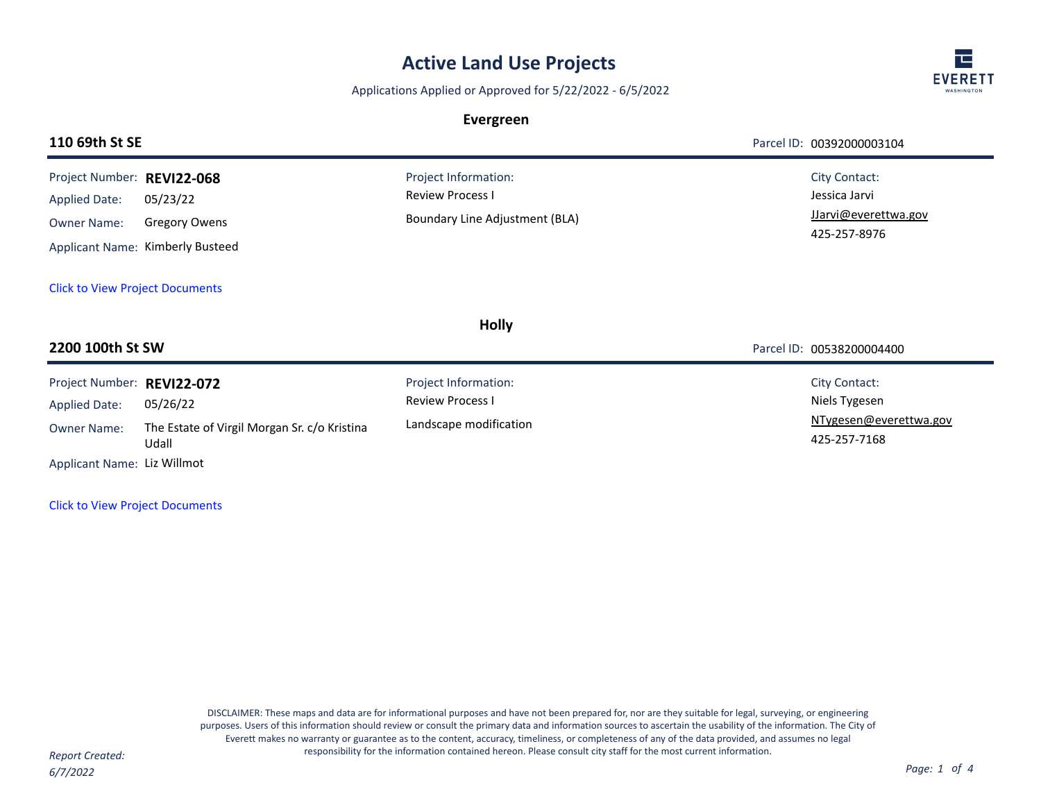# Active Land Use Projects

Applications Applied or Approved for 5/22/2022 - 6/5/2022

## Evergreen

### 110 69th St SE

Parcel ID: 00392000003104

Project Number: **REVI22-068**
Applied Date: 05/23/22
Owner Name: Gregory Owens
Applicant Name: Kimberly Busteed

Project Information:
Review Process I
Boundary Line Adjustment (BLA)

City Contact:
Jessica Jarvi
JJarvi@everettwa.gov
425-257-8976

Click to View Project Documents

## Holly

### 2200 100th St SW

Parcel ID: 00538200004400

Project Number: **REVI22-072**
Applied Date: 05/26/22
Owner Name: The Estate of Virgil Morgan Sr. c/o Kristina Udall
Applicant Name: Liz Willmot

Project Information:
Review Process I
Landscape modification

City Contact:
Niels Tygesen
NTygesen@everettwa.gov
425-257-7168

Click to View Project Documents

DISCLAIMER: These maps and data are for informational purposes and have not been prepared for, nor are they suitable for legal, surveying, or engineering purposes. Users of this information should review or consult the primary data and information sources to ascertain the usability of the information. The City of Everett makes no warranty or guarantee as to the content, accuracy, timeliness, or completeness of any of the data provided, and assumes no legal responsibility for the information contained hereon. Please consult city staff for the most current information.

*Report Created: 6/7/2022*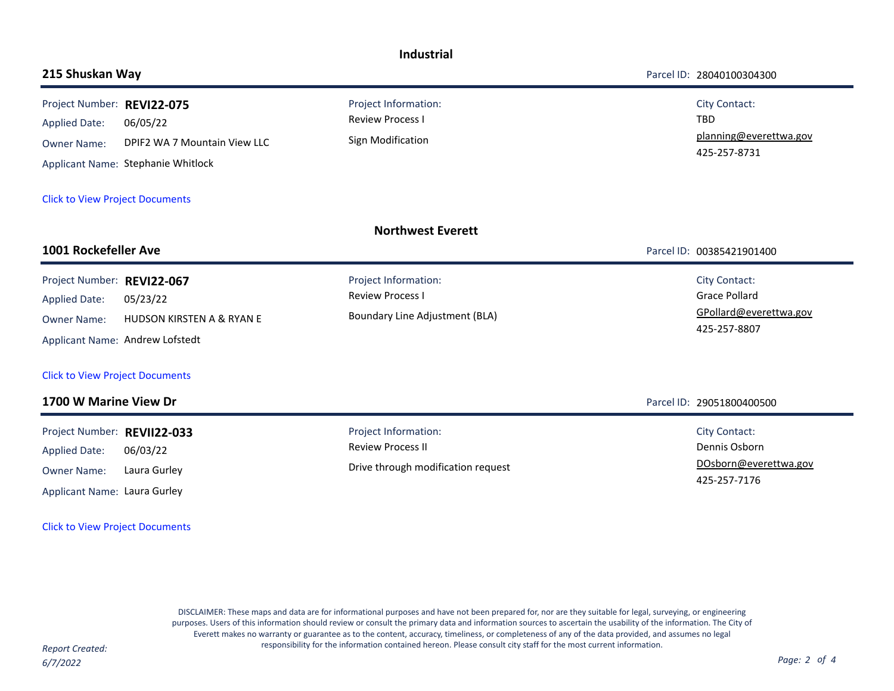## Industrial

### 215 Shuskan Way

Parcel ID: 28040100304300

Project Number: **REVI22-075**
Applied Date: 06/05/22
Owner Name: DPIF2 WA 7 Mountain View LLC
Applicant Name: Stephanie Whitlock

Project Information:
Review Process I
Sign Modification

City Contact:
TBD
planning@everettwa.gov
425-257-8731

Click to View Project Documents

## Northwest Everett

### 1001 Rockefeller Ave

Parcel ID: 00385421901400

Project Number: **REVI22-067**
Applied Date: 05/23/22
Owner Name: HUDSON KIRSTEN A & RYAN E
Applicant Name: Andrew Lofstedt

Project Information:
Review Process I
Boundary Line Adjustment (BLA)

City Contact:
Grace Pollard
GPollard@everettwa.gov
425-257-8807

Click to View Project Documents

### 1700 W Marine View Dr

Parcel ID: 29051800400500

Project Number: **REVII22-033**
Applied Date: 06/03/22
Owner Name: Laura Gurley
Applicant Name: Laura Gurley

Project Information:
Review Process II
Drive through modification request

City Contact:
Dennis Osborn
DOsborn@everettwa.gov
425-257-7176

Click to View Project Documents

DISCLAIMER: These maps and data are for informational purposes and have not been prepared for, nor are they suitable for legal, surveying, or engineering purposes. Users of this information should review or consult the primary data and information sources to ascertain the usability of the information. The City of Everett makes no warranty or guarantee as to the content, accuracy, timeliness, or completeness of any of the data provided, and assumes no legal responsibility for the information contained hereon. Please consult city staff for the most current information.

*Report Created: 6/7/2022*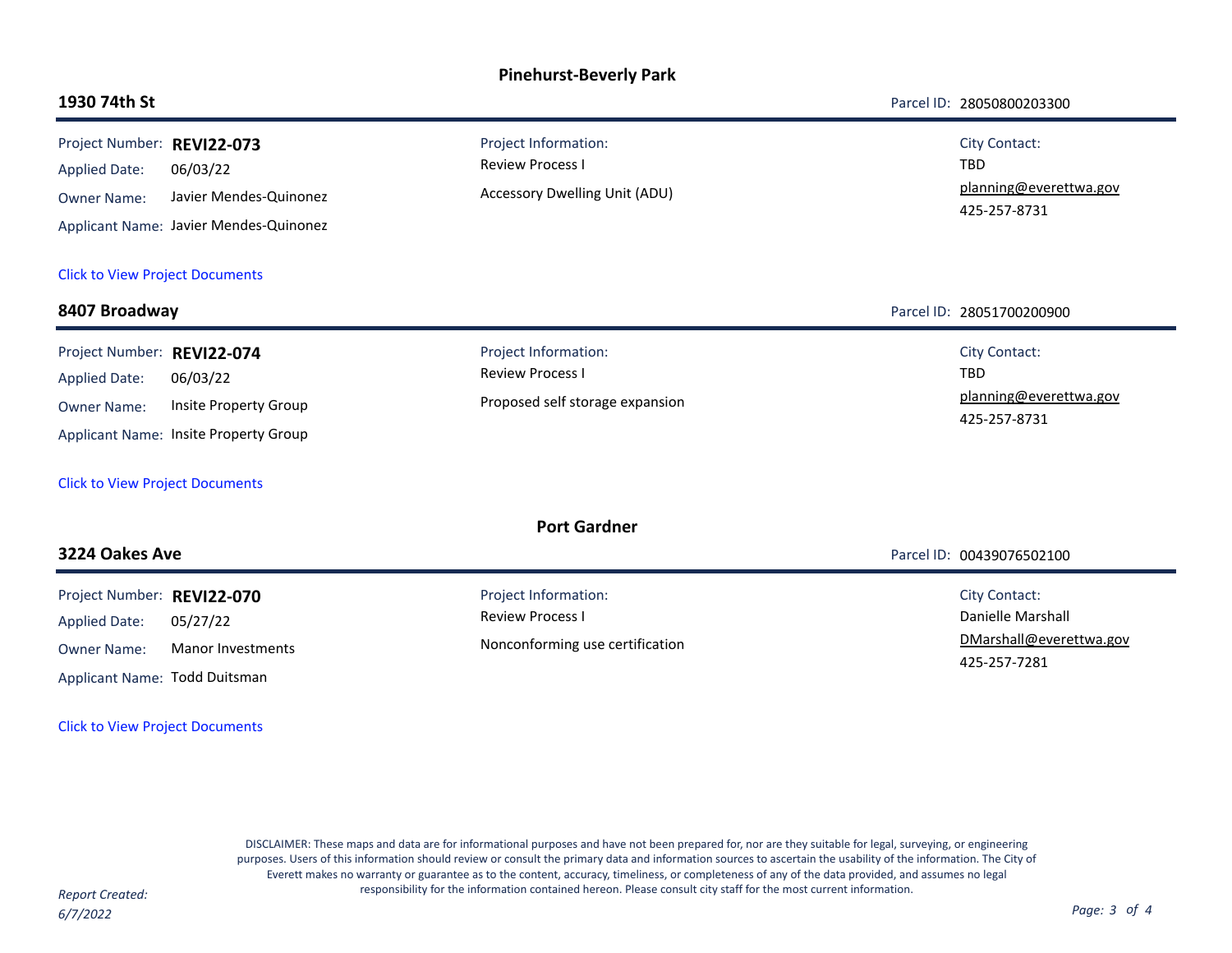## Pinehurst-Beverly Park

### 1930 74th St

Parcel ID: 28050800203300

Project Number: **REVI22-073**
Applied Date: 06/03/22
Owner Name: Javier Mendes-Quinonez
Applicant Name: Javier Mendes-Quinonez

Project Information:
Review Process I
Accessory Dwelling Unit (ADU)

City Contact:
TBD
planning@everettwa.gov
425-257-8731

Click to View Project Documents

### 8407 Broadway

Parcel ID: 28051700200900

Project Number: **REVI22-074**
Applied Date: 06/03/22
Owner Name: Insite Property Group
Applicant Name: Insite Property Group

Project Information:
Review Process I
Proposed self storage expansion

City Contact:
TBD
planning@everettwa.gov
425-257-8731

Click to View Project Documents

## Port Gardner

### 3224 Oakes Ave

Parcel ID: 00439076502100

Project Number: **REVI22-070**
Applied Date: 05/27/22
Owner Name: Manor Investments
Applicant Name: Todd Duitsman

Project Information:
Review Process I
Nonconforming use certification

City Contact:
Danielle Marshall
DMarshall@everettwa.gov
425-257-7281

Click to View Project Documents

DISCLAIMER: These maps and data are for informational purposes and have not been prepared for, nor are they suitable for legal, surveying, or engineering purposes. Users of this information should review or consult the primary data and information sources to ascertain the usability of the information. The City of Everett makes no warranty or guarantee as to the content, accuracy, timeliness, or completeness of any of the data provided, and assumes no legal responsibility for the information contained hereon. Please consult city staff for the most current information.

*Report Created: 6/7/2022*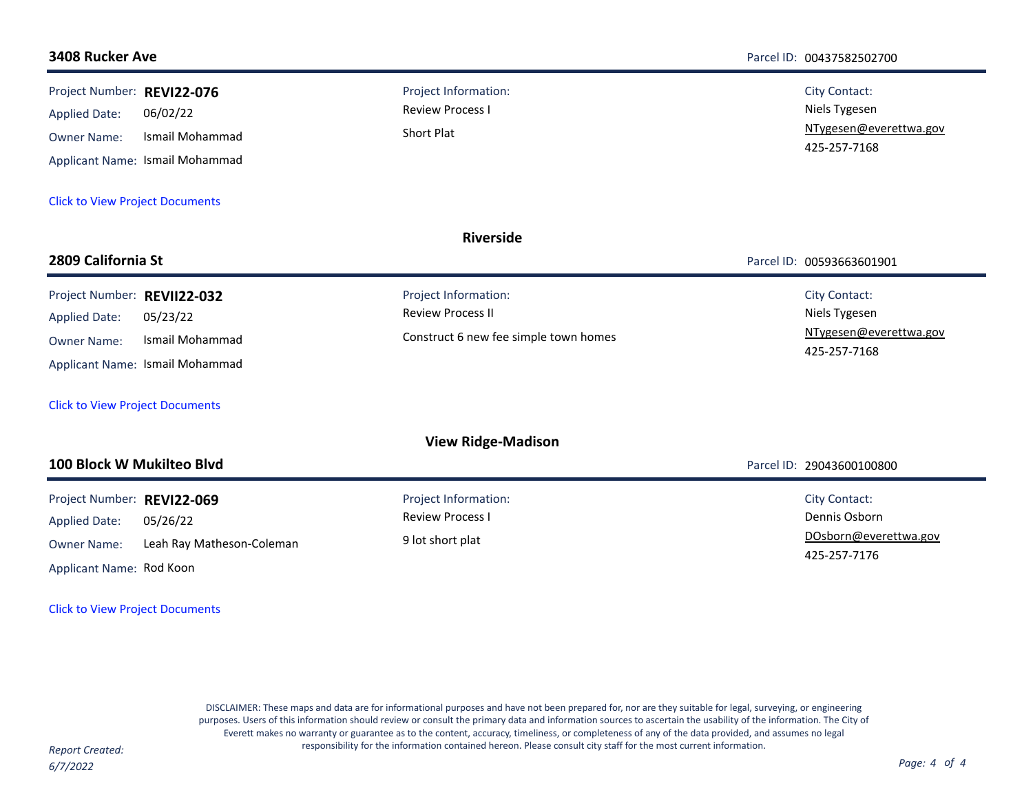### 3408 Rucker Ave

Parcel ID: 00437582502700

Project Number: **REVI22-076**
Applied Date: 06/02/22
Owner Name: Ismail Mohammad
Applicant Name: Ismail Mohammad

Project Information:
Review Process I
Short Plat

City Contact:
Niels Tygesen
NTygesen@everettwa.gov
425-257-7168

Click to View Project Documents

## Riverside

### 2809 California St

Parcel ID: 00593663601901

Project Number: **REVII22-032**
Applied Date: 05/23/22
Owner Name: Ismail Mohammad
Applicant Name: Ismail Mohammad

Project Information:
Review Process II
Construct 6 new fee simple town homes

City Contact:
Niels Tygesen
NTygesen@everettwa.gov
425-257-7168

Click to View Project Documents

## View Ridge-Madison

### 100 Block W Mukilteo Blvd

Parcel ID: 29043600100800

Project Number: **REVI22-069**
Applied Date: 05/26/22
Owner Name: Leah Ray Matheson-Coleman
Applicant Name: Rod Koon

Project Information:
Review Process I
9 lot short plat

City Contact:
Dennis Osborn
DOsborn@everettwa.gov
425-257-7176

Click to View Project Documents

DISCLAIMER: These maps and data are for informational purposes and have not been prepared for, nor are they suitable for legal, surveying, or engineering purposes. Users of this information should review or consult the primary data and information sources to ascertain the usability of the information. The City of Everett makes no warranty or guarantee as to the content, accuracy, timeliness, or completeness of any of the data provided, and assumes no legal responsibility for the information contained hereon. Please consult city staff for the most current information.

*Report Created: 6/7/2022*